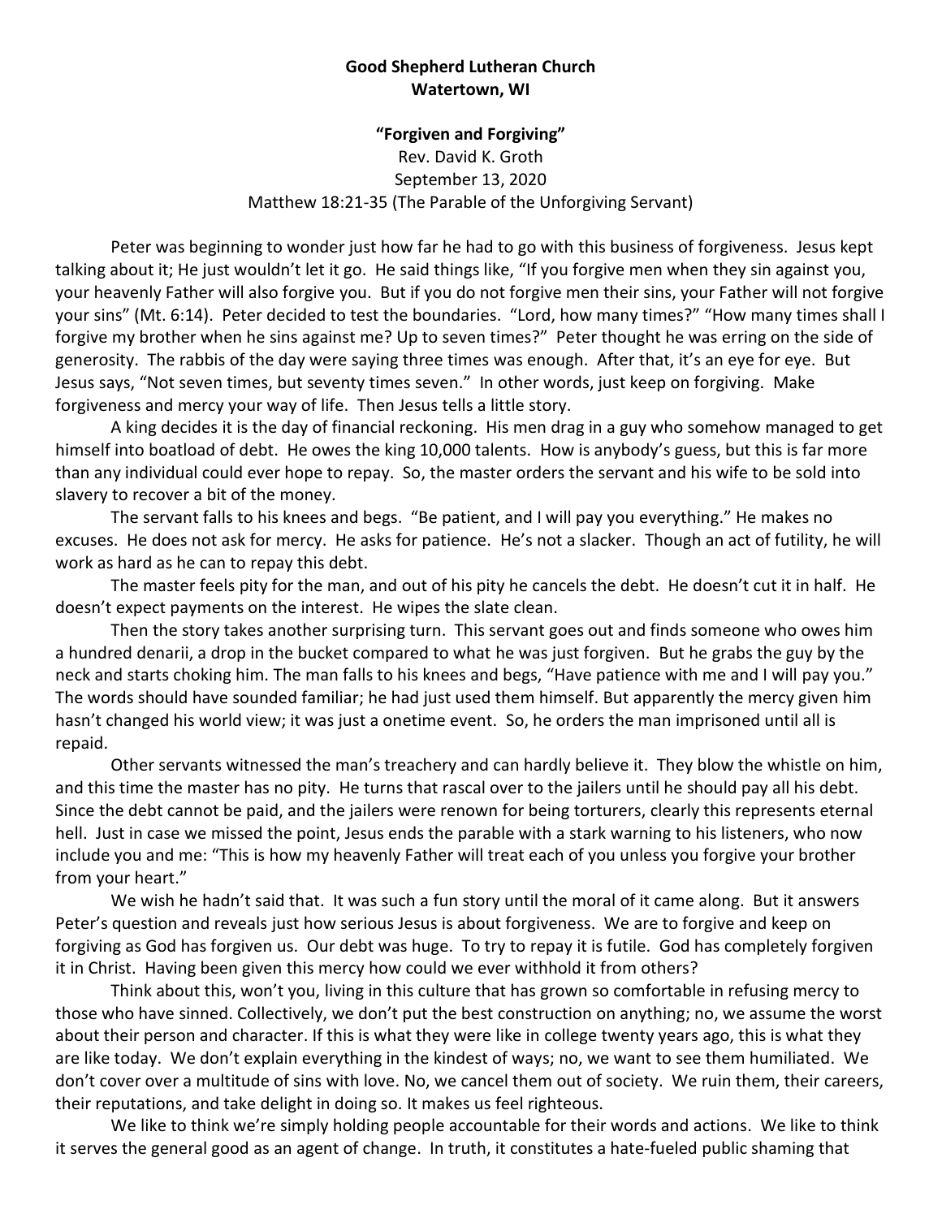**Good Shepherd Lutheran Church**
**Watertown, WI**

**"Forgiven and Forgiving"**
Rev. David K. Groth
September 13, 2020
Matthew 18:21-35 (The Parable of the Unforgiving Servant)

Peter was beginning to wonder just how far he had to go with this business of forgiveness. Jesus kept talking about it; He just wouldn't let it go. He said things like, "If you forgive men when they sin against you, your heavenly Father will also forgive you. But if you do not forgive men their sins, your Father will not forgive your sins" (Mt. 6:14). Peter decided to test the boundaries. "Lord, how many times?" "How many times shall I forgive my brother when he sins against me? Up to seven times?" Peter thought he was erring on the side of generosity. The rabbis of the day were saying three times was enough. After that, it's an eye for eye. But Jesus says, "Not seven times, but seventy times seven." In other words, just keep on forgiving. Make forgiveness and mercy your way of life. Then Jesus tells a little story.

A king decides it is the day of financial reckoning. His men drag in a guy who somehow managed to get himself into boatload of debt. He owes the king 10,000 talents. How is anybody's guess, but this is far more than any individual could ever hope to repay. So, the master orders the servant and his wife to be sold into slavery to recover a bit of the money.

The servant falls to his knees and begs. "Be patient, and I will pay you everything." He makes no excuses. He does not ask for mercy. He asks for patience. He's not a slacker. Though an act of futility, he will work as hard as he can to repay this debt.

The master feels pity for the man, and out of his pity he cancels the debt. He doesn't cut it in half. He doesn't expect payments on the interest. He wipes the slate clean.

Then the story takes another surprising turn. This servant goes out and finds someone who owes him a hundred denarii, a drop in the bucket compared to what he was just forgiven. But he grabs the guy by the neck and starts choking him. The man falls to his knees and begs, "Have patience with me and I will pay you." The words should have sounded familiar; he had just used them himself. But apparently the mercy given him hasn't changed his world view; it was just a onetime event. So, he orders the man imprisoned until all is repaid.

Other servants witnessed the man's treachery and can hardly believe it. They blow the whistle on him, and this time the master has no pity. He turns that rascal over to the jailers until he should pay all his debt. Since the debt cannot be paid, and the jailers were renown for being torturers, clearly this represents eternal hell. Just in case we missed the point, Jesus ends the parable with a stark warning to his listeners, who now include you and me: "This is how my heavenly Father will treat each of you unless you forgive your brother from your heart."

We wish he hadn't said that. It was such a fun story until the moral of it came along. But it answers Peter's question and reveals just how serious Jesus is about forgiveness. We are to forgive and keep on forgiving as God has forgiven us. Our debt was huge. To try to repay it is futile. God has completely forgiven it in Christ. Having been given this mercy how could we ever withhold it from others?

Think about this, won't you, living in this culture that has grown so comfortable in refusing mercy to those who have sinned. Collectively, we don't put the best construction on anything; no, we assume the worst about their person and character. If this is what they were like in college twenty years ago, this is what they are like today. We don't explain everything in the kindest of ways; no, we want to see them humiliated. We don't cover over a multitude of sins with love. No, we cancel them out of society. We ruin them, their careers, their reputations, and take delight in doing so. It makes us feel righteous.

We like to think we're simply holding people accountable for their words and actions. We like to think it serves the general good as an agent of change. In truth, it constitutes a hate-fueled public shaming that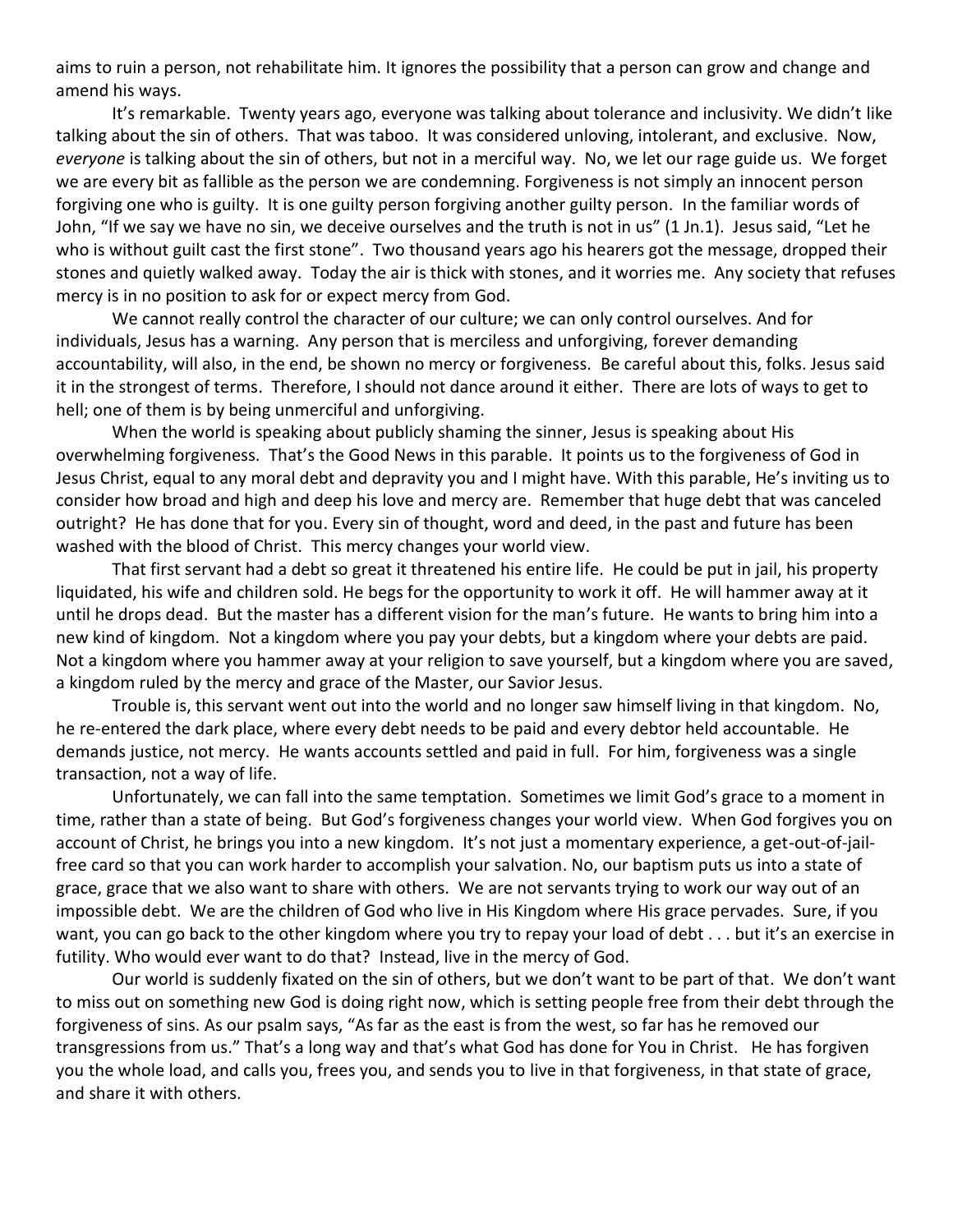aims to ruin a person, not rehabilitate him. It ignores the possibility that a person can grow and change and amend his ways.

It's remarkable. Twenty years ago, everyone was talking about tolerance and inclusivity. We didn't like talking about the sin of others. That was taboo. It was considered unloving, intolerant, and exclusive. Now, *everyone* is talking about the sin of others, but not in a merciful way. No, we let our rage guide us. We forget we are every bit as fallible as the person we are condemning. Forgiveness is not simply an innocent person forgiving one who is guilty. It is one guilty person forgiving another guilty person. In the familiar words of John, "If we say we have no sin, we deceive ourselves and the truth is not in us" (1 Jn.1). Jesus said, "Let he who is without guilt cast the first stone". Two thousand years ago his hearers got the message, dropped their stones and quietly walked away. Today the air is thick with stones, and it worries me. Any society that refuses mercy is in no position to ask for or expect mercy from God.

We cannot really control the character of our culture; we can only control ourselves. And for individuals, Jesus has a warning. Any person that is merciless and unforgiving, forever demanding accountability, will also, in the end, be shown no mercy or forgiveness. Be careful about this, folks. Jesus said it in the strongest of terms. Therefore, I should not dance around it either. There are lots of ways to get to hell; one of them is by being unmerciful and unforgiving.

When the world is speaking about publicly shaming the sinner, Jesus is speaking about His overwhelming forgiveness. That's the Good News in this parable. It points us to the forgiveness of God in Jesus Christ, equal to any moral debt and depravity you and I might have. With this parable, He's inviting us to consider how broad and high and deep his love and mercy are. Remember that huge debt that was canceled outright? He has done that for you. Every sin of thought, word and deed, in the past and future has been washed with the blood of Christ. This mercy changes your world view.

That first servant had a debt so great it threatened his entire life. He could be put in jail, his property liquidated, his wife and children sold. He begs for the opportunity to work it off. He will hammer away at it until he drops dead. But the master has a different vision for the man's future. He wants to bring him into a new kind of kingdom. Not a kingdom where you pay your debts, but a kingdom where your debts are paid. Not a kingdom where you hammer away at your religion to save yourself, but a kingdom where you are saved, a kingdom ruled by the mercy and grace of the Master, our Savior Jesus.

Trouble is, this servant went out into the world and no longer saw himself living in that kingdom. No, he re-entered the dark place, where every debt needs to be paid and every debtor held accountable. He demands justice, not mercy. He wants accounts settled and paid in full. For him, forgiveness was a single transaction, not a way of life.

Unfortunately, we can fall into the same temptation. Sometimes we limit God's grace to a moment in time, rather than a state of being. But God's forgiveness changes your world view. When God forgives you on account of Christ, he brings you into a new kingdom. It's not just a momentary experience, a get-out-of-jail-free card so that you can work harder to accomplish your salvation. No, our baptism puts us into a state of grace, grace that we also want to share with others. We are not servants trying to work our way out of an impossible debt. We are the children of God who live in His Kingdom where His grace pervades. Sure, if you want, you can go back to the other kingdom where you try to repay your load of debt . . . but it's an exercise in futility. Who would ever want to do that? Instead, live in the mercy of God.

Our world is suddenly fixated on the sin of others, but we don't want to be part of that. We don't want to miss out on something new God is doing right now, which is setting people free from their debt through the forgiveness of sins. As our psalm says, "As far as the east is from the west, so far has he removed our transgressions from us." That's a long way and that's what God has done for You in Christ. He has forgiven you the whole load, and calls you, frees you, and sends you to live in that forgiveness, in that state of grace, and share it with others.